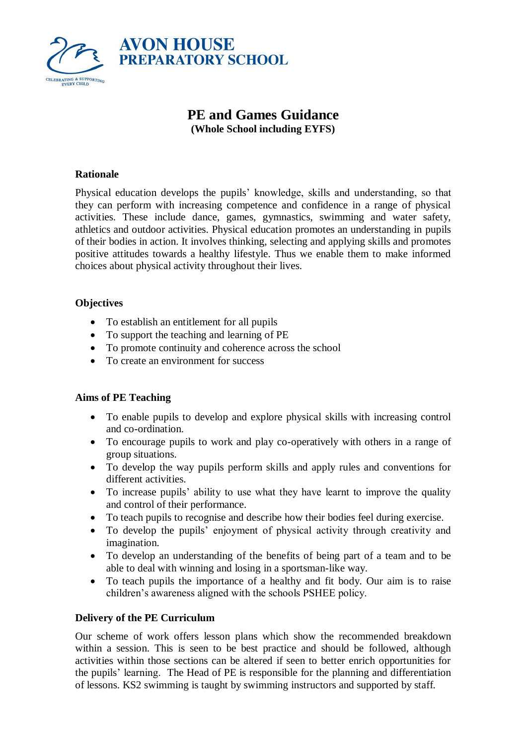AVON HOUSE
PREPARATORY SCHOOL

CELEBRATING & SUPPORTING EVERY CHILD

# PE and Games Guidance

**(Whole School including EYFS)**

## Rationale

Physical education develops the pupils' knowledge, skills and understanding, so that they can perform with increasing competence and confidence in a range of physical activities. These include dance, games, gymnastics, swimming and water safety, athletics and outdoor activities. Physical education promotes an understanding in pupils of their bodies in action. It involves thinking, selecting and applying skills and promotes positive attitudes towards a healthy lifestyle. Thus we enable them to make informed choices about physical activity throughout their lives.

## Objectives

- To establish an entitlement for all pupils
- To support the teaching and learning of PE
- To promote continuity and coherence across the school
- To create an environment for success

## Aims of PE Teaching

- To enable pupils to develop and explore physical skills with increasing control and co-ordination.
- To encourage pupils to work and play co-operatively with others in a range of group situations.
- To develop the way pupils perform skills and apply rules and conventions for different activities.
- To increase pupils' ability to use what they have learnt to improve the quality and control of their performance.
- To teach pupils to recognise and describe how their bodies feel during exercise.
- To develop the pupils' enjoyment of physical activity through creativity and imagination.
- To develop an understanding of the benefits of being part of a team and to be able to deal with winning and losing in a sportsman-like way.
- To teach pupils the importance of a healthy and fit body. Our aim is to raise children's awareness aligned with the schools PSHEE policy.

## Delivery of the PE Curriculum

Our scheme of work offers lesson plans which show the recommended breakdown within a session. This is seen to be best practice and should be followed, although activities within those sections can be altered if seen to better enrich opportunities for the pupils' learning. The Head of PE is responsible for the planning and differentiation of lessons. KS2 swimming is taught by swimming instructors and supported by staff.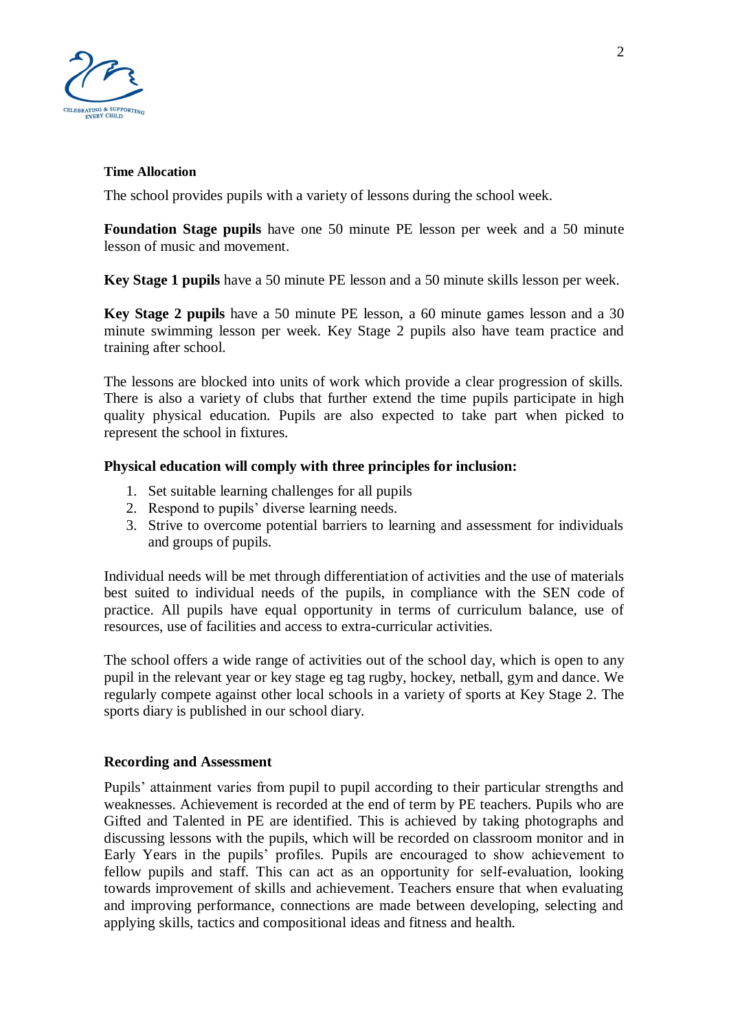**Time Allocation**

The school provides pupils with a variety of lessons during the school week.

**Foundation Stage pupils** have one 50 minute PE lesson per week and a 50 minute lesson of music and movement.

**Key Stage 1 pupils** have a 50 minute PE lesson and a 50 minute skills lesson per week.

**Key Stage 2 pupils** have a 50 minute PE lesson, a 60 minute games lesson and a 30 minute swimming lesson per week. Key Stage 2 pupils also have team practice and training after school.

The lessons are blocked into units of work which provide a clear progression of skills. There is also a variety of clubs that further extend the time pupils participate in high quality physical education. Pupils are also expected to take part when picked to represent the school in fixtures.

**Physical education will comply with three principles for inclusion:**

1. Set suitable learning challenges for all pupils
2. Respond to pupils' diverse learning needs.
3. Strive to overcome potential barriers to learning and assessment for individuals and groups of pupils.

Individual needs will be met through differentiation of activities and the use of materials best suited to individual needs of the pupils, in compliance with the SEN code of practice. All pupils have equal opportunity in terms of curriculum balance, use of resources, use of facilities and access to extra-curricular activities.

The school offers a wide range of activities out of the school day, which is open to any pupil in the relevant year or key stage eg tag rugby, hockey, netball, gym and dance. We regularly compete against other local schools in a variety of sports at Key Stage 2. The sports diary is published in our school diary.

**Recording and Assessment**

Pupils' attainment varies from pupil to pupil according to their particular strengths and weaknesses. Achievement is recorded at the end of term by PE teachers. Pupils who are Gifted and Talented in PE are identified. This is achieved by taking photographs and discussing lessons with the pupils, which will be recorded on classroom monitor and in Early Years in the pupils' profiles. Pupils are encouraged to show achievement to fellow pupils and staff. This can act as an opportunity for self-evaluation, looking towards improvement of skills and achievement. Teachers ensure that when evaluating and improving performance, connections are made between developing, selecting and applying skills, tactics and compositional ideas and fitness and health.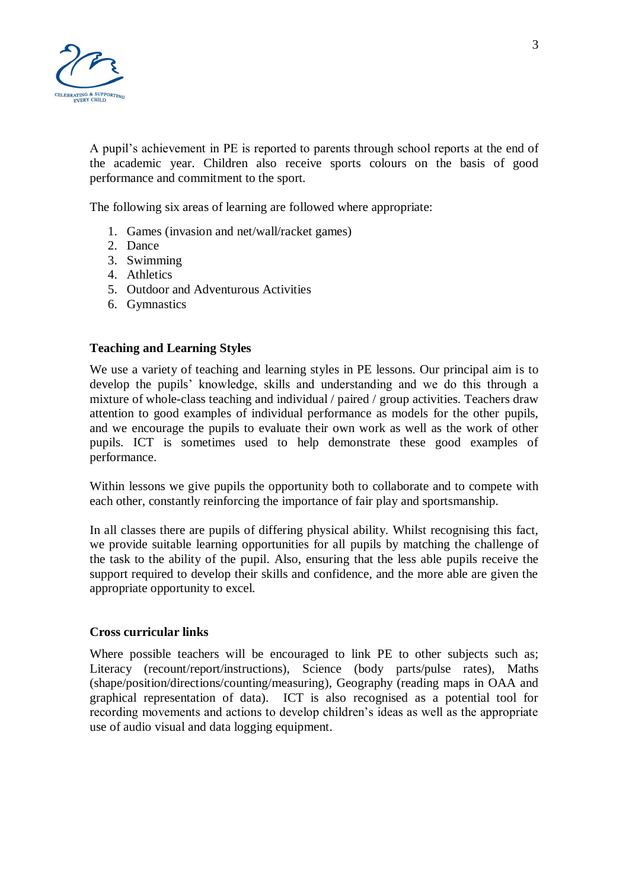A pupil's achievement in PE is reported to parents through school reports at the end of the academic year. Children also receive sports colours on the basis of good performance and commitment to the sport.

The following six areas of learning are followed where appropriate:

1. Games (invasion and net/wall/racket games)
2. Dance
3. Swimming
4. Athletics
5. Outdoor and Adventurous Activities
6. Gymnastics

**Teaching and Learning Styles**

We use a variety of teaching and learning styles in PE lessons. Our principal aim is to develop the pupils' knowledge, skills and understanding and we do this through a mixture of whole-class teaching and individual / paired / group activities. Teachers draw attention to good examples of individual performance as models for the other pupils, and we encourage the pupils to evaluate their own work as well as the work of other pupils. ICT is sometimes used to help demonstrate these good examples of performance.

Within lessons we give pupils the opportunity both to collaborate and to compete with each other, constantly reinforcing the importance of fair play and sportsmanship.

In all classes there are pupils of differing physical ability. Whilst recognising this fact, we provide suitable learning opportunities for all pupils by matching the challenge of the task to the ability of the pupil. Also, ensuring that the less able pupils receive the support required to develop their skills and confidence, and the more able are given the appropriate opportunity to excel.

**Cross curricular links**

Where possible teachers will be encouraged to link PE to other subjects such as; Literacy (recount/report/instructions), Science (body parts/pulse rates), Maths (shape/position/directions/counting/measuring), Geography (reading maps in OAA and graphical representation of data). ICT is also recognised as a potential tool for recording movements and actions to develop children's ideas as well as the appropriate use of audio visual and data logging equipment.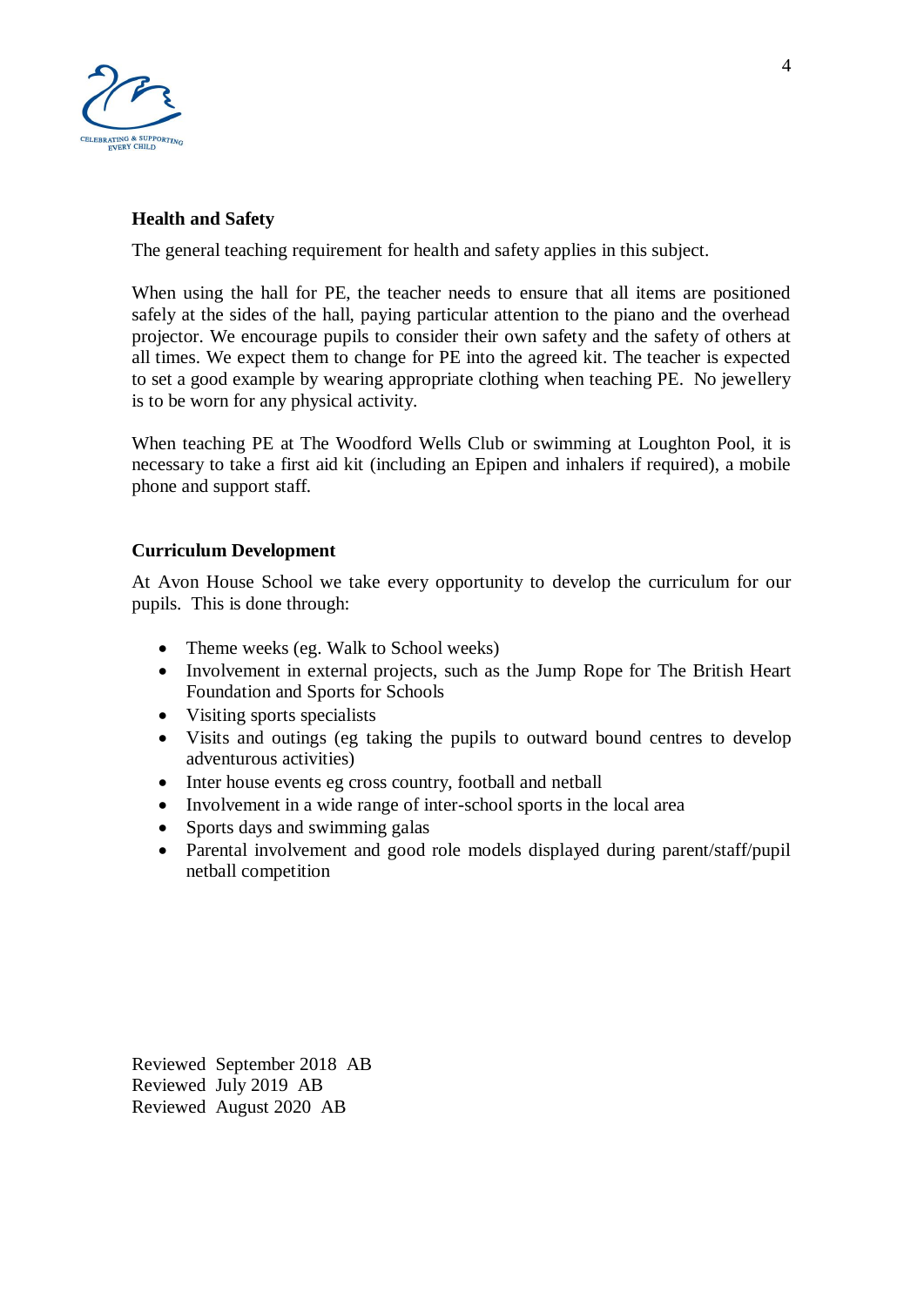**Health and Safety**

The general teaching requirement for health and safety applies in this subject.

When using the hall for PE, the teacher needs to ensure that all items are positioned safely at the sides of the hall, paying particular attention to the piano and the overhead projector. We encourage pupils to consider their own safety and the safety of others at all times. We expect them to change for PE into the agreed kit. The teacher is expected to set a good example by wearing appropriate clothing when teaching PE. No jewellery is to be worn for any physical activity.

When teaching PE at The Woodford Wells Club or swimming at Loughton Pool, it is necessary to take a first aid kit (including an Epipen and inhalers if required), a mobile phone and support staff.

**Curriculum Development**

At Avon House School we take every opportunity to develop the curriculum for our pupils. This is done through:

- Theme weeks (eg. Walk to School weeks)
- Involvement in external projects, such as the Jump Rope for The British Heart Foundation and Sports for Schools
- Visiting sports specialists
- Visits and outings (eg taking the pupils to outward bound centres to develop adventurous activities)
- Inter house events eg cross country, football and netball
- Involvement in a wide range of inter-school sports in the local area
- Sports days and swimming galas
- Parental involvement and good role models displayed during parent/staff/pupil netball competition

Reviewed September 2018 AB
Reviewed July 2019 AB
Reviewed August 2020 AB